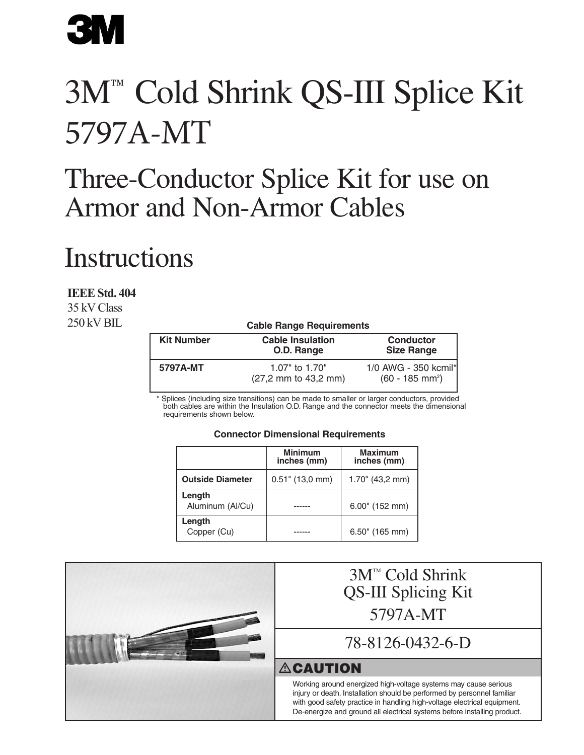3M

# 3M™ Cold Shrink QS-III Splice Kit 5797A-MT

## Three-Conductor Splice Kit for use on Armor and Non-Armor Cables

## Instructions

**IEEE Std. 404**
35 kV Class
250 kV BIL

**Cable Range Requirements**

| Kit Number | Cable Insulation O.D. Range | Conductor Size Range |
|---|---|---|
| 5797A-MT | 1.07" to 1.70" (27,2 mm to 43,2 mm) | 1/0 AWG - 350 kcmil* (60 - 185 mm$^2$) |

\* Splices (including size transitions) can be made to smaller or larger conductors, provided both cables are within the Insulation O.D. Range and the connector meets the dimensional requirements shown below.

**Connector Dimensional Requirements**

| | Minimum inches (mm) | Maximum inches (mm) |
|---|---|---|
| **Outside Diameter** | 0.51" (13,0 mm) | 1.70" (43,2 mm) |
| **Length** Aluminum (Al/Cu) | ------ | 6.00" (152 mm) |
| **Length** Copper (Cu) | ------ | 6.50" (165 mm) |

3M™ Cold Shrink QS-III Splicing Kit 5797A-MT

78-8126-0432-6-D

**⚠CAUTION**

Working around energized high-voltage systems may cause serious injury or death. Installation should be performed by personnel familiar with good safety practice in handling high-voltage electrical equipment. De-energize and ground all electrical systems before installing product.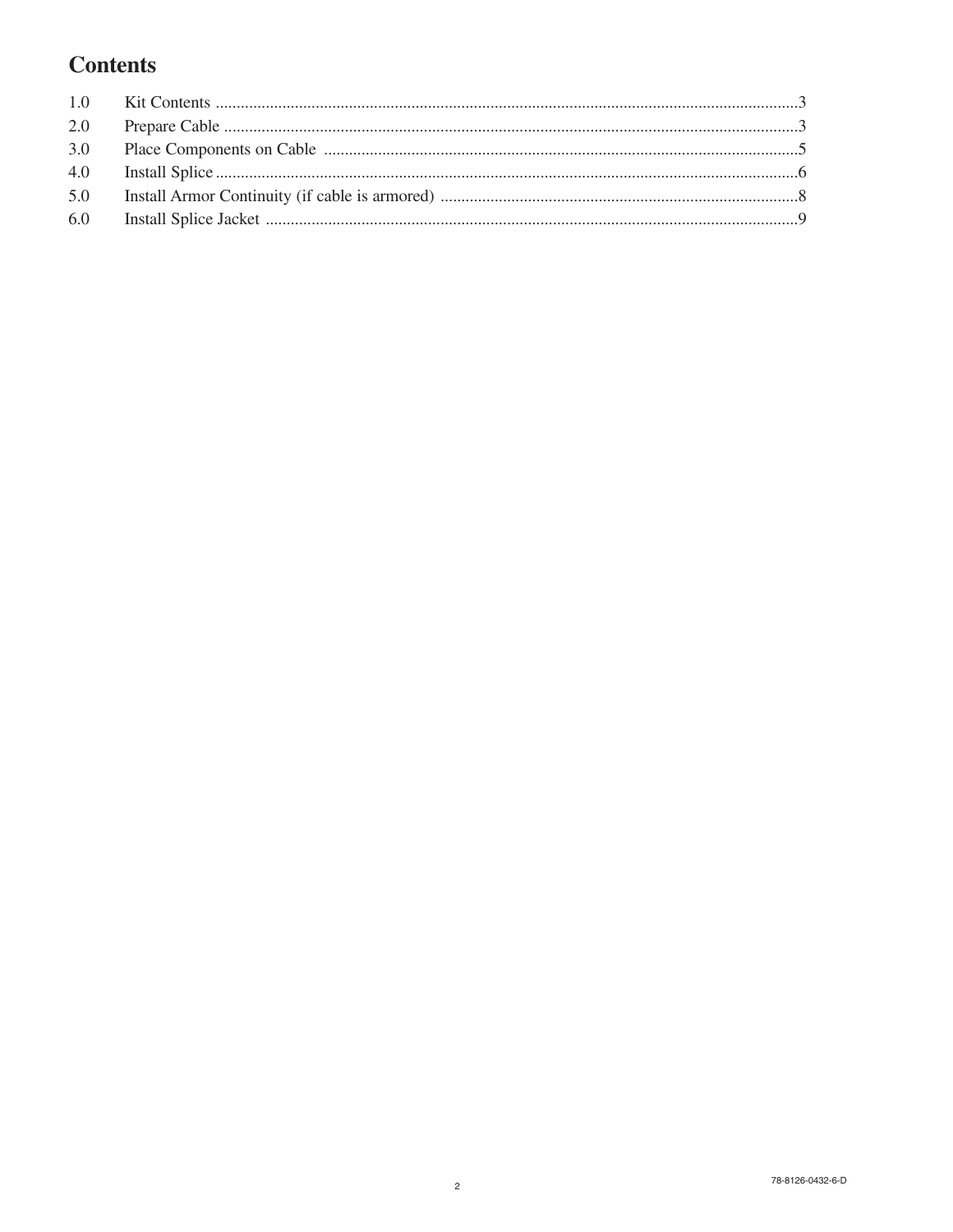# Contents

| | | |
|---|---|---|
| 1.0 | Kit Contents | 3 |
| 2.0 | Prepare Cable | 3 |
| 3.0 | Place Components on Cable | 5 |
| 4.0 | Install Splice | 6 |
| 5.0 | Install Armor Continuity (if cable is armored) | 8 |
| 6.0 | Install Splice Jacket | 9 |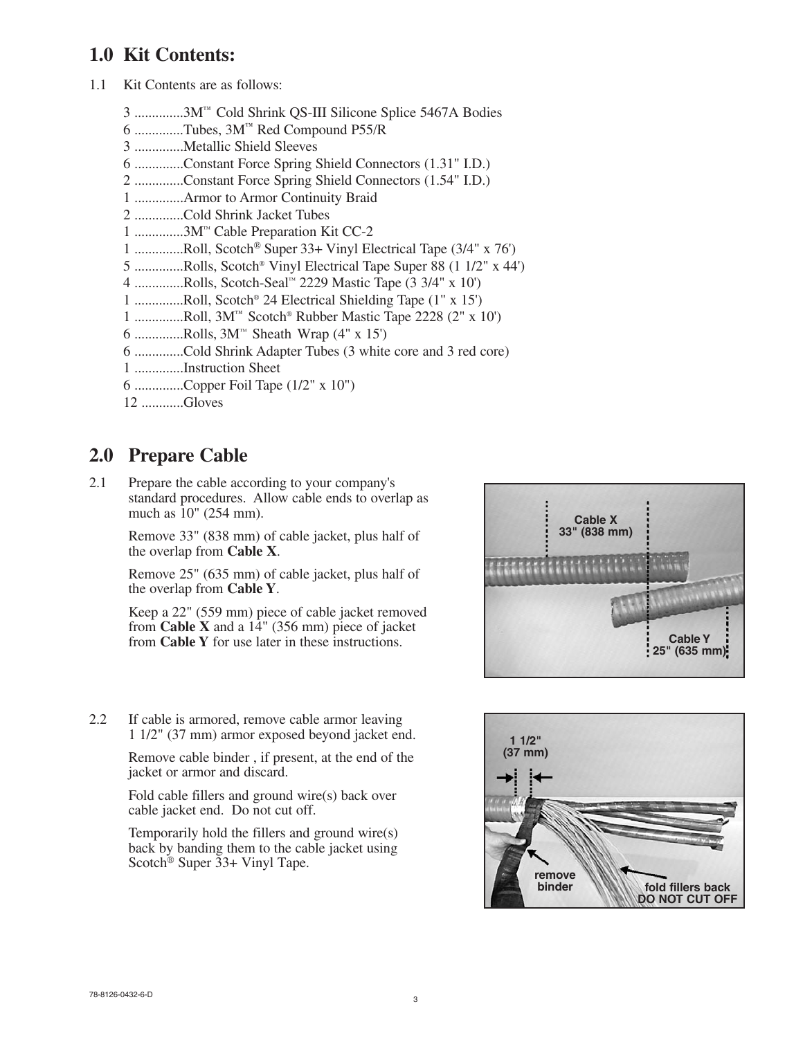## 1.0 Kit Contents:

1.1 Kit Contents are as follows:

3 ..............3M™ Cold Shrink QS-III Silicone Splice 5467A Bodies
6 ..............Tubes, 3M™ Red Compound P55/R
3 ..............Metallic Shield Sleeves
6 ..............Constant Force Spring Shield Connectors (1.31" I.D.)
2 ..............Constant Force Spring Shield Connectors (1.54" I.D.)
1 ..............Armor to Armor Continuity Braid
2 ..............Cold Shrink Jacket Tubes
1 ..............3M™ Cable Preparation Kit CC-2
1 ..............Roll, Scotch® Super 33+ Vinyl Electrical Tape (3/4" x 76')
5 ..............Rolls, Scotch® Vinyl Electrical Tape Super 88 (1 1/2" x 44')
4 ..............Rolls, Scotch-Seal™ 2229 Mastic Tape (3 3/4" x 10')
1 ..............Roll, Scotch® 24 Electrical Shielding Tape (1" x 15')
1 ..............Roll, 3M™ Scotch® Rubber Mastic Tape 2228 (2" x 10')
6 ..............Rolls, 3M™ Sheath Wrap (4" x 15')
6 ..............Cold Shrink Adapter Tubes (3 white core and 3 red core)
1 ..............Instruction Sheet
6 ..............Copper Foil Tape (1/2" x 10")
12 ............Gloves

## 2.0 Prepare Cable

2.1 Prepare the cable according to your company's standard procedures. Allow cable ends to overlap as much as 10" (254 mm).

Remove 33" (838 mm) of cable jacket, plus half of the overlap from **Cable X**.

Remove 25" (635 mm) of cable jacket, plus half of the overlap from **Cable Y**.

Keep a 22" (559 mm) piece of cable jacket removed from **Cable X** and a 14" (356 mm) piece of jacket from **Cable Y** for use later in these instructions.

Cable X
33" (838 mm)

Cable Y
25" (635 mm)

2.2 If cable is armored, remove cable armor leaving 1 1/2" (37 mm) armor exposed beyond jacket end.

Remove cable binder , if present, at the end of the jacket or armor and discard.

Fold cable fillers and ground wire(s) back over cable jacket end. Do not cut off.

Temporarily hold the fillers and ground wire(s) back by banding them to the cable jacket using Scotch® Super 33+ Vinyl Tape.

1 1/2"
(37 mm)

remove
binder

fold fillers back
DO NOT CUT OFF

78-8126-0432-6-D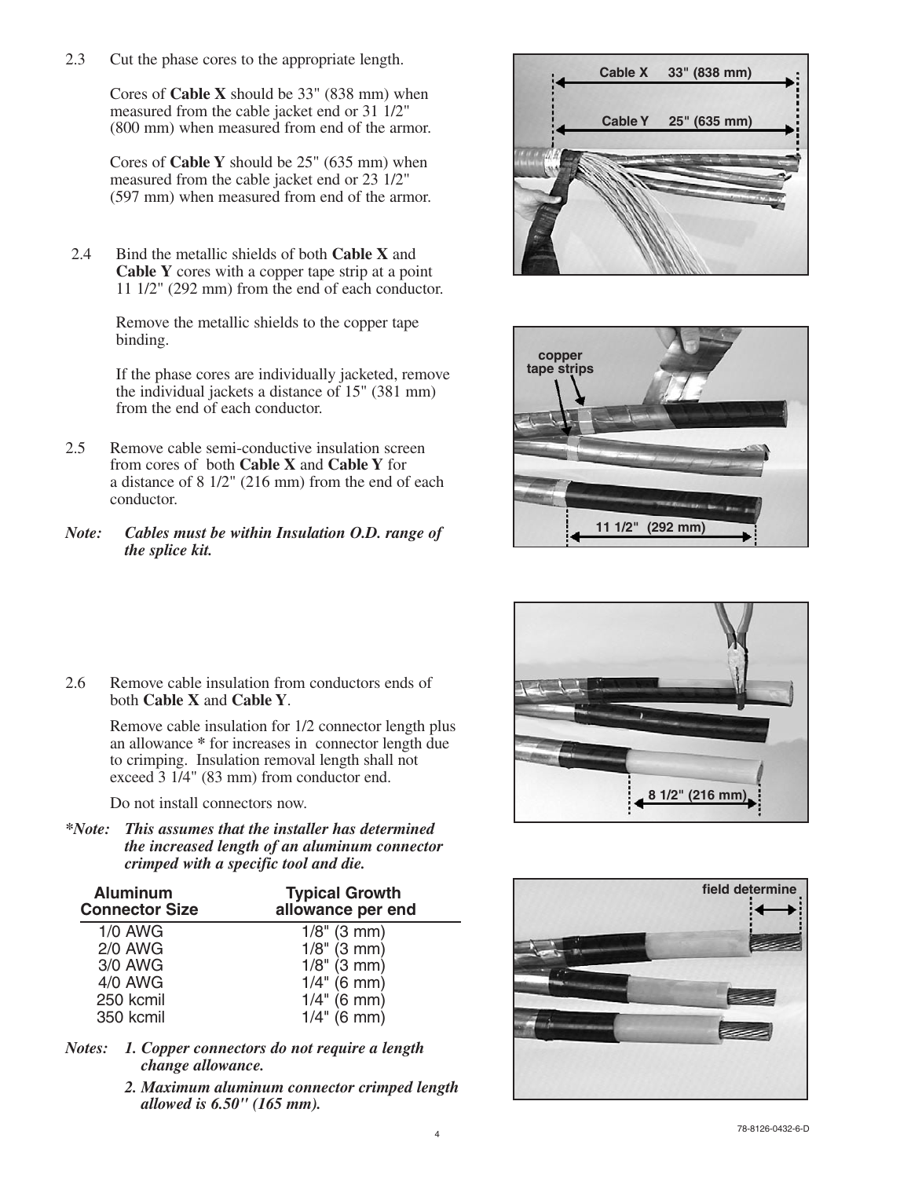2.3 Cut the phase cores to the appropriate length.

Cores of **Cable X** should be 33" (838 mm) when measured from the cable jacket end or 31 1/2" (800 mm) when measured from end of the armor.

Cores of **Cable Y** should be 25" (635 mm) when measured from the cable jacket end or 23 1/2" (597 mm) when measured from end of the armor.

Cable X 33" (838 mm)

Cable Y 25" (635 mm)

2.4 Bind the metallic shields of both **Cable X** and **Cable Y** cores with a copper tape strip at a point 11 1/2" (292 mm) from the end of each conductor.

Remove the metallic shields to the copper tape binding.

If the phase cores are individually jacketed, remove the individual jackets a distance of 15" (381 mm) from the end of each conductor.

copper tape strips

11 1/2" (292 mm)

2.5 Remove cable semi-conductive insulation screen from cores of both **Cable X** and **Cable Y** for a distance of 8 1/2" (216 mm) from the end of each conductor.

***Note:*** ***Cables must be within Insulation O.D. range of the splice kit.***

8 1/2" (216 mm)

2.6 Remove cable insulation from conductors ends of both **Cable X** and **Cable Y**.

Remove cable insulation for 1/2 connector length plus an allowance * for increases in connector length due to crimping. Insulation removal length shall not exceed 3 1/4" (83 mm) from conductor end.

Do not install connectors now.

****Note:*** ***This assumes that the installer has determined the increased length of an aluminum connector crimped with a specific tool and die.***

| Aluminum Connector Size | Typical Growth allowance per end |
|---|---|
| 1/0 AWG | 1/8" (3 mm) |
| 2/0 AWG | 1/8" (3 mm) |
| 3/0 AWG | 1/8" (3 mm) |
| 4/0 AWG | 1/4" (6 mm) |
| 250 kcmil | 1/4" (6 mm) |
| 350 kcmil | 1/4" (6 mm) |

***Notes:*** ***1. Copper connectors do not require a length change allowance.***

***2. Maximum aluminum connector crimped length allowed is 6.50" (165 mm).***

field determine

78-8126-0432-6-D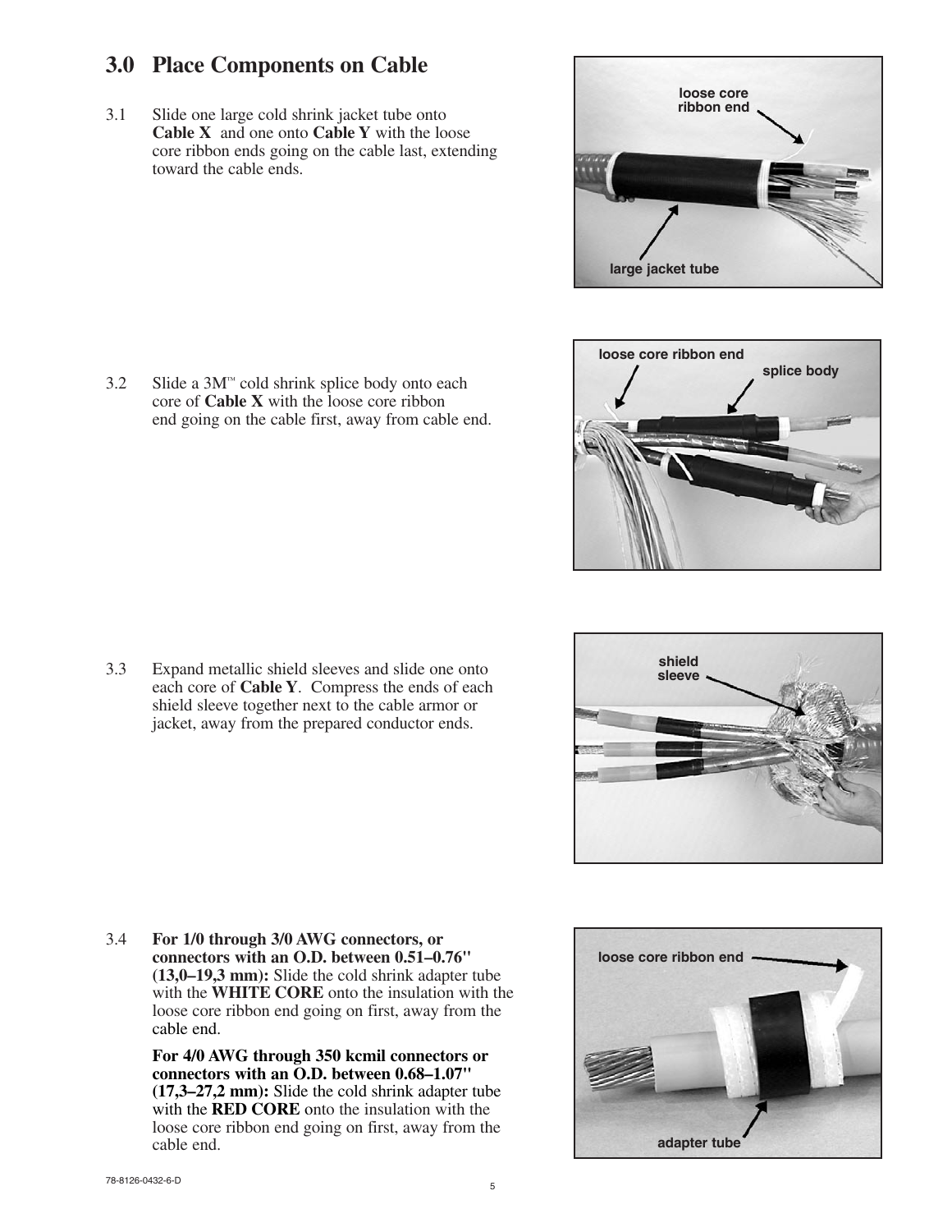## 3.0 Place Components on Cable

3.1 Slide one large cold shrink jacket tube onto **Cable X** and one onto **Cable Y** with the loose core ribbon ends going on the cable last, extending toward the cable ends.

loose core ribbon end

large jacket tube

3.2 Slide a 3M™ cold shrink splice body onto each core of **Cable X** with the loose core ribbon end going on the cable first, away from cable end.

loose core ribbon end

splice body

3.3 Expand metallic shield sleeves and slide one onto each core of **Cable Y**. Compress the ends of each shield sleeve together next to the cable armor or jacket, away from the prepared conductor ends.

shield sleeve

3.4 **For 1/0 through 3/0 AWG connectors, or connectors with an O.D. between 0.51–0.76" (13,0–19,3 mm):** Slide the cold shrink adapter tube with the **WHITE CORE** onto the insulation with the loose core ribbon end going on first, away from the cable end.

**For 4/0 AWG through 350 kcmil connectors or connectors with an O.D. between 0.68–1.07" (17,3–27,2 mm):** Slide the cold shrink adapter tube with the **RED CORE** onto the insulation with the loose core ribbon end going on first, away from the cable end.

loose core ribbon end

adapter tube

78-8126-0432-6-D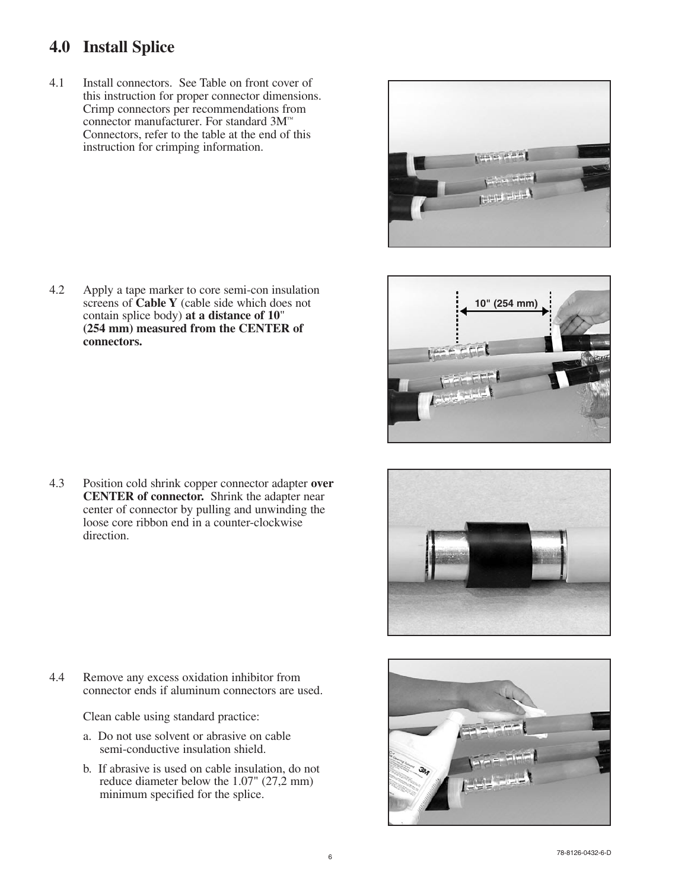## 4.0 Install Splice

4.1 Install connectors. See Table on front cover of this instruction for proper connector dimensions. Crimp connectors per recommendations from connector manufacturer. For standard 3M™ Connectors, refer to the table at the end of this instruction for crimping information.

4.2 Apply a tape marker to core semi-con insulation screens of **Cable Y** (cable side which does not contain splice body) **at a distance of 10" (254 mm) measured from the CENTER of connectors.**

4.3 Position cold shrink copper connector adapter **over CENTER of connector.** Shrink the adapter near center of connector by pulling and unwinding the loose core ribbon end in a counter-clockwise direction.

4.4 Remove any excess oxidation inhibitor from connector ends if aluminum connectors are used.

Clean cable using standard practice:

a. Do not use solvent or abrasive on cable semi-conductive insulation shield.

b. If abrasive is used on cable insulation, do not reduce diameter below the 1.07" (27,2 mm) minimum specified for the splice.

78-8126-0432-6-D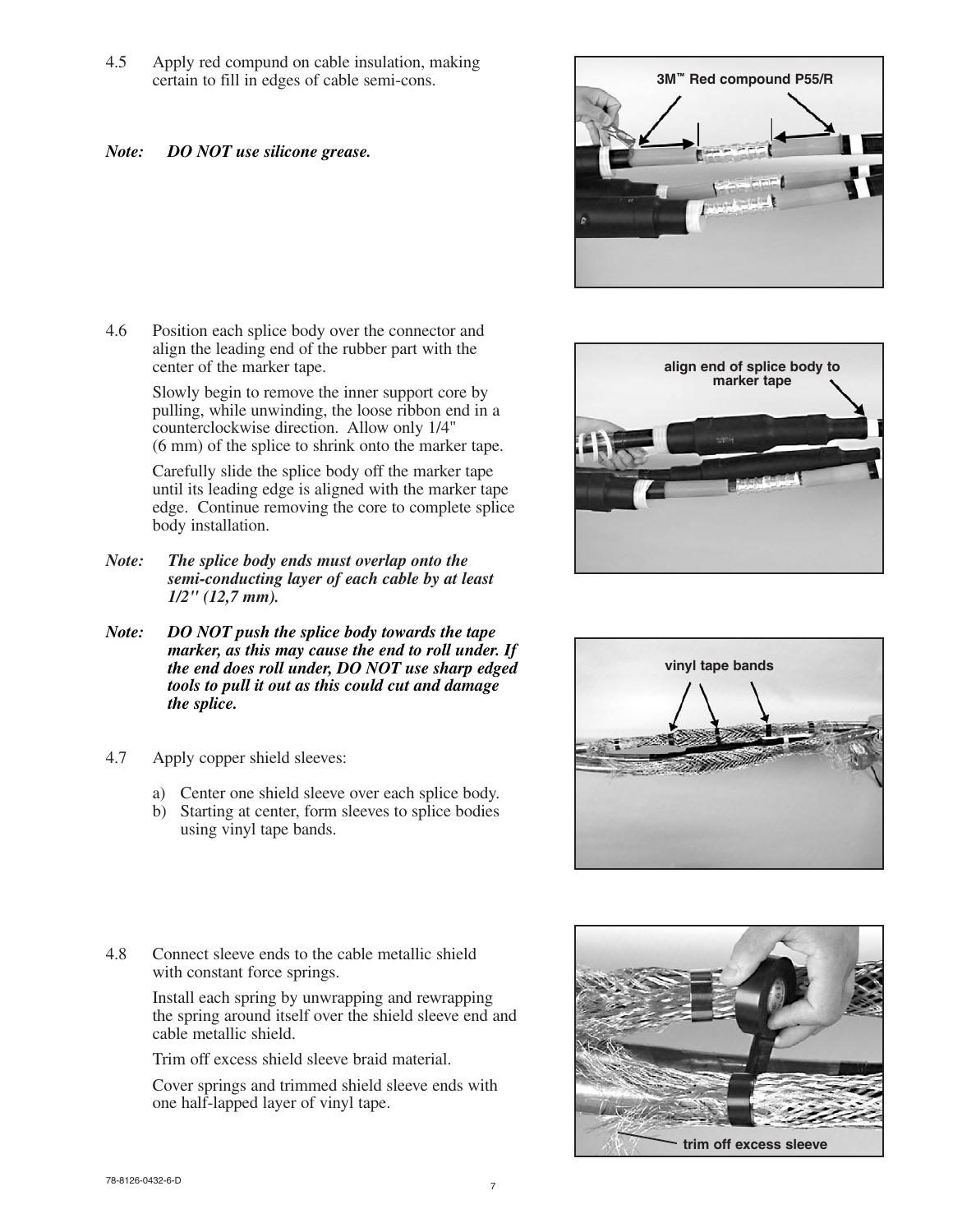4.5 Apply red compund on cable insulation, making certain to fill in edges of cable semi-cons.

***Note: DO NOT use silicone grease.***

3M™ Red compound P55/R

4.6 Position each splice body over the connector and align the leading end of the rubber part with the center of the marker tape.

Slowly begin to remove the inner support core by pulling, while unwinding, the loose ribbon end in a counterclockwise direction. Allow only 1/4" (6 mm) of the splice to shrink onto the marker tape.

Carefully slide the splice body off the marker tape until its leading edge is aligned with the marker tape edge. Continue removing the core to complete splice body installation.

***Note: The splice body ends must overlap onto the semi-conducting layer of each cable by at least 1/2" (12,7 mm).***

***Note: DO NOT push the splice body towards the tape marker, as this may cause the end to roll under. If the end does roll under, DO NOT use sharp edged tools to pull it out as this could cut and damage the splice.***

align end of splice body to marker tape

4.7 Apply copper shield sleeves:

a) Center one shield sleeve over each splice body.
b) Starting at center, form sleeves to splice bodies using vinyl tape bands.

vinyl tape bands

4.8 Connect sleeve ends to the cable metallic shield with constant force springs.

Install each spring by unwrapping and rewrapping the spring around itself over the shield sleeve end and cable metallic shield.

Trim off excess shield sleeve braid material.

Cover springs and trimmed shield sleeve ends with one half-lapped layer of vinyl tape.

trim off excess sleeve

78-8126-0432-6-D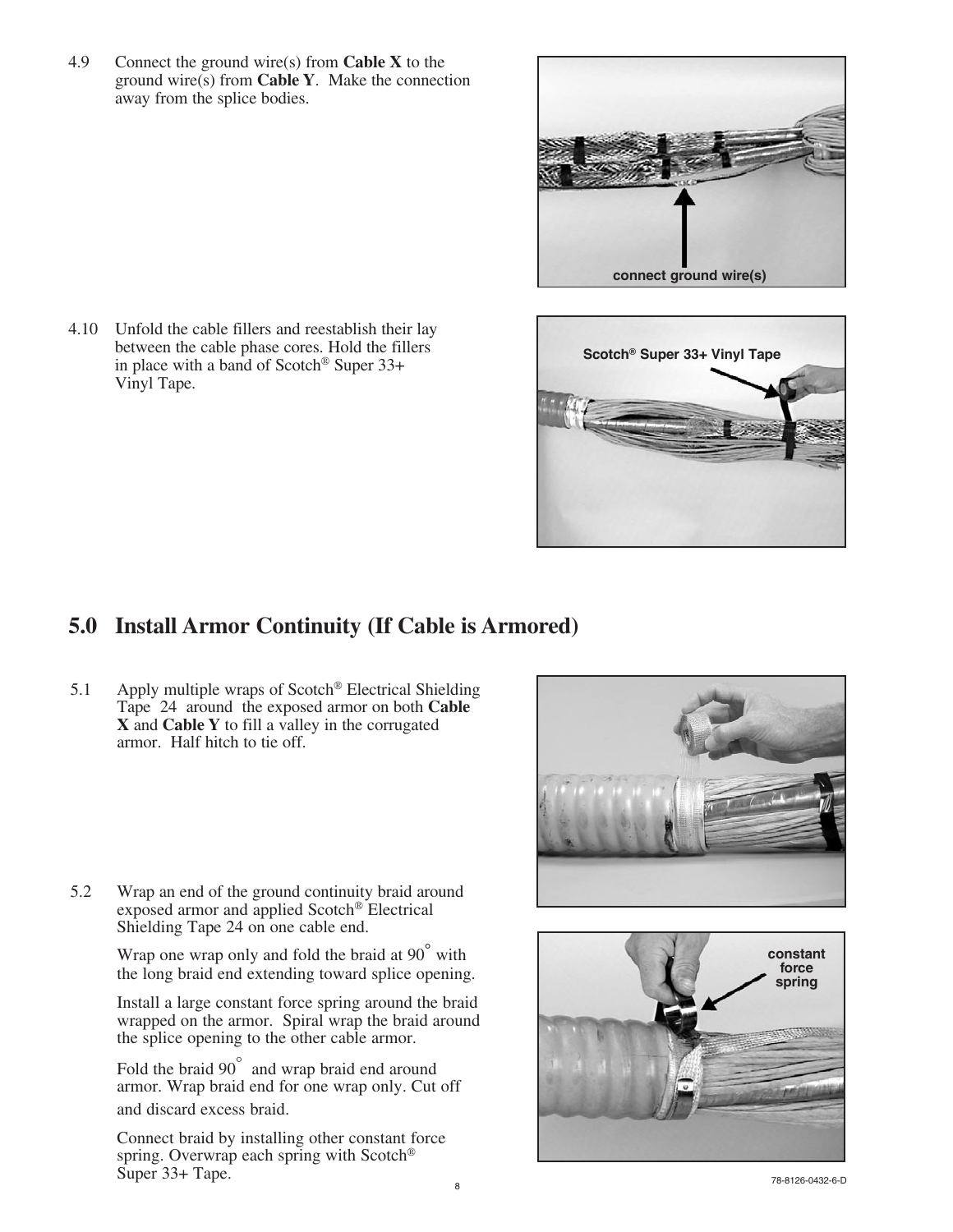4.9 Connect the ground wire(s) from **Cable X** to the ground wire(s) from **Cable Y**. Make the connection away from the splice bodies.

connect ground wire(s)

4.10 Unfold the cable fillers and reestablish their lay between the cable phase cores. Hold the fillers in place with a band of Scotch® Super 33+ Vinyl Tape.

Scotch® Super 33+ Vinyl Tape

## 5.0 Install Armor Continuity (If Cable is Armored)

5.1 Apply multiple wraps of Scotch® Electrical Shielding Tape 24 around the exposed armor on both **Cable X** and **Cable Y** to fill a valley in the corrugated armor. Half hitch to tie off.

5.2 Wrap an end of the ground continuity braid around exposed armor and applied Scotch® Electrical Shielding Tape 24 on one cable end.

Wrap one wrap only and fold the braid at 90° with the long braid end extending toward splice opening.

Install a large constant force spring around the braid wrapped on the armor. Spiral wrap the braid around the splice opening to the other cable armor.

Fold the braid 90° and wrap braid end around armor. Wrap braid end for one wrap only. Cut off and discard excess braid.

Connect braid by installing other constant force spring. Overwrap each spring with Scotch® Super 33+ Tape.

constant force spring

78-8126-0432-6-D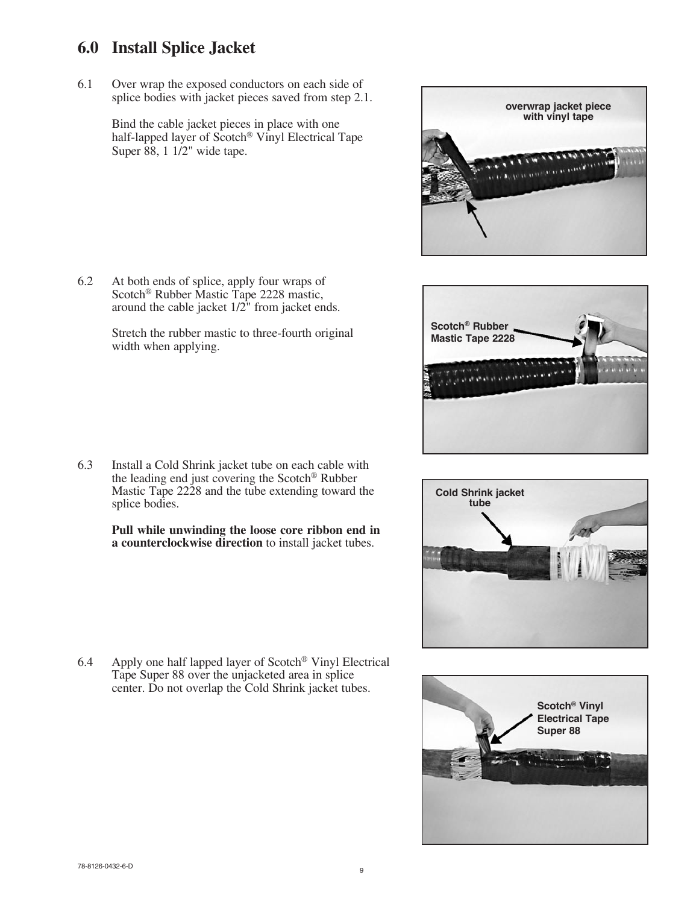## 6.0 Install Splice Jacket

6.1 Over wrap the exposed conductors on each side of splice bodies with jacket pieces saved from step 2.1.

Bind the cable jacket pieces in place with one half-lapped layer of Scotch® Vinyl Electrical Tape Super 88, 1 1/2" wide tape.

overwrap jacket piece with vinyl tape

6.2 At both ends of splice, apply four wraps of Scotch® Rubber Mastic Tape 2228 mastic, around the cable jacket 1/2" from jacket ends.

Stretch the rubber mastic to three-fourth original width when applying.

Scotch® Rubber Mastic Tape 2228

6.3 Install a Cold Shrink jacket tube on each cable with the leading end just covering the Scotch® Rubber Mastic Tape 2228 and the tube extending toward the splice bodies.

**Pull while unwinding the loose core ribbon end in a counterclockwise direction** to install jacket tubes.

Cold Shrink jacket tube

6.4 Apply one half lapped layer of Scotch® Vinyl Electrical Tape Super 88 over the unjacketed area in splice center. Do not overlap the Cold Shrink jacket tubes.

Scotch® Vinyl Electrical Tape Super 88

78-8126-0432-6-D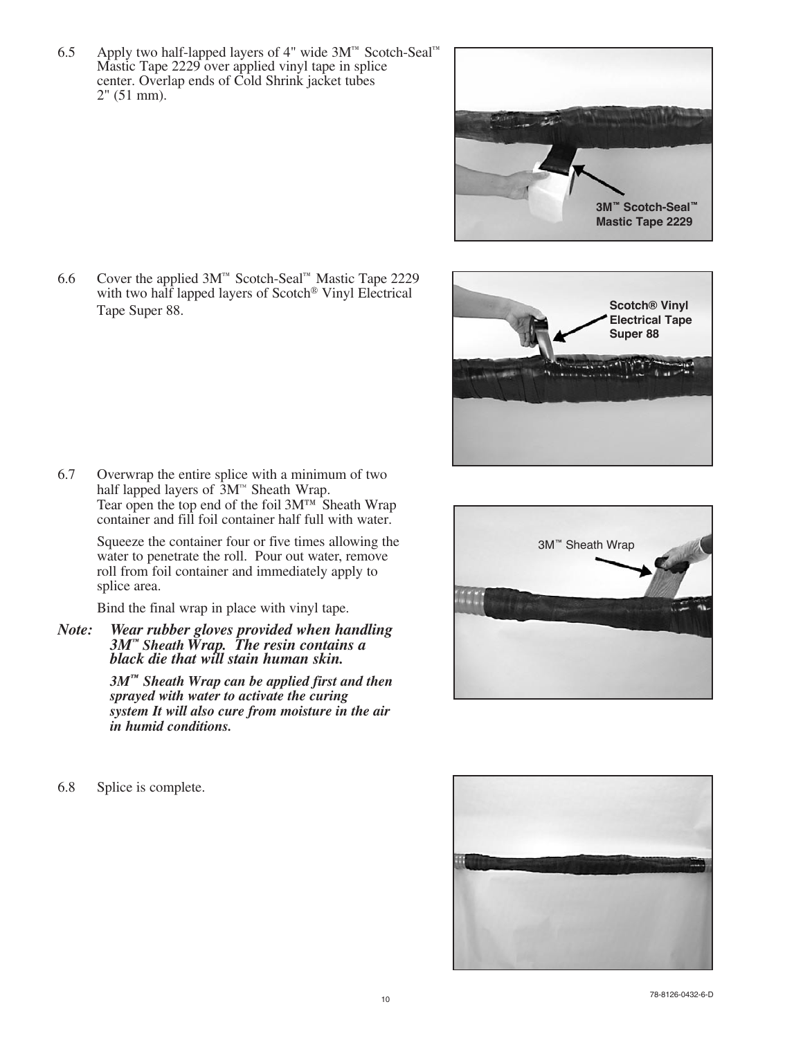6.5 Apply two half-lapped layers of 4" wide 3M™ Scotch-Seal™ Mastic Tape 2229 over applied vinyl tape in splice center. Overlap ends of Cold Shrink jacket tubes 2" (51 mm).

3M™ Scotch-Seal™ Mastic Tape 2229

6.6 Cover the applied 3M™ Scotch-Seal™ Mastic Tape 2229 with two half lapped layers of Scotch® Vinyl Electrical Tape Super 88.

Scotch® Vinyl Electrical Tape Super 88

6.7 Overwrap the entire splice with a minimum of two half lapped layers of 3M™ Sheath Wrap.
Tear open the top end of the foil 3M™ Sheath Wrap container and fill foil container half full with water.

Squeeze the container four or five times allowing the water to penetrate the roll. Pour out water, remove roll from foil container and immediately apply to splice area.

Bind the final wrap in place with vinyl tape.

***Note:*** ***Wear rubber gloves provided when handling 3M™ Sheath Wrap. The resin contains a black die that will stain human skin.***

***3M™ Sheath Wrap can be applied first and then sprayed with water to activate the curing system It will also cure from moisture in the air in humid conditions.***

3M™ Sheath Wrap

6.8 Splice is complete.

78-8126-0432-6-D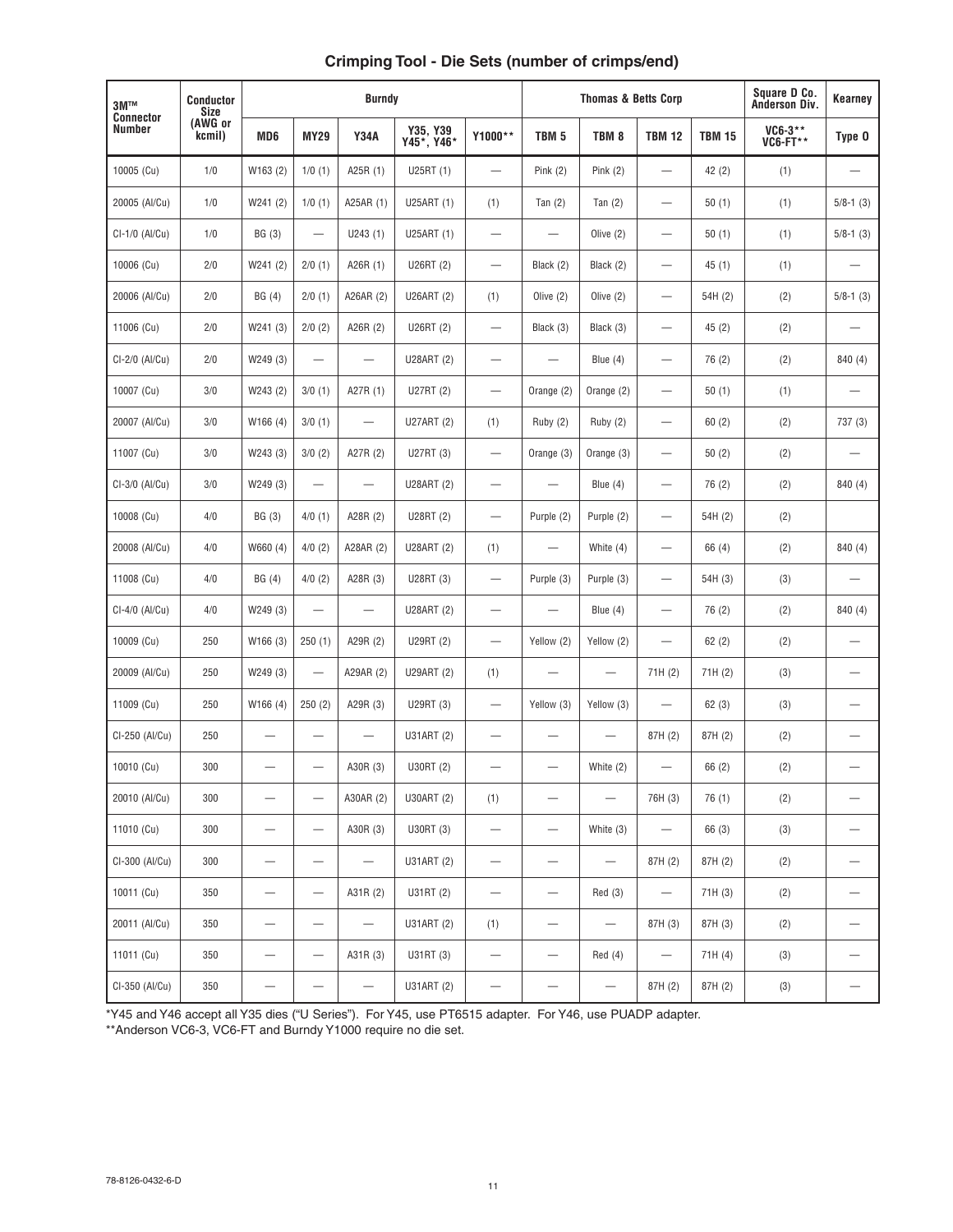## Crimping Tool - Die Sets (number of crimps/end)

| 3M™ Connector Number | Conductor Size (AWG or kcmil) | Burndy | | | | | Thomas & Betts Corp | | | | Square D Co. Anderson Div. | Kearney |
|---|---|---|---|---|---|---|---|---|---|---|---|---|
| | | MD6 | MY29 | Y34A | Y35, Y39 Y45*, Y46* | Y1000** | TBM 5 | TBM 8 | TBM 12 | TBM 15 | VC6-3** VC6-FT** | Type O |
| 10005 (Cu) | 1/0 | W163 (2) | 1/0 (1) | A25R (1) | U25RT (1) | — | Pink (2) | Pink (2) | — | 42 (2) | (1) | — |
| 20005 (Al/Cu) | 1/0 | W241 (2) | 1/0 (1) | A25AR (1) | U25ART (1) | (1) | Tan (2) | Tan (2) | — | 50 (1) | (1) | 5/8-1 (3) |
| CI-1/0 (Al/Cu) | 1/0 | BG (3) | — | U243 (1) | U25ART (1) | — | — | Olive (2) | — | 50 (1) | (1) | 5/8-1 (3) |
| 10006 (Cu) | 2/0 | W241 (2) | 2/0 (1) | A26R (1) | U26RT (2) | — | Black (2) | Black (2) | — | 45 (1) | (1) | — |
| 20006 (Al/Cu) | 2/0 | BG (4) | 2/0 (1) | A26AR (2) | U26ART (2) | (1) | Olive (2) | Olive (2) | — | 54H (2) | (2) | 5/8-1 (3) |
| 11006 (Cu) | 2/0 | W241 (3) | 2/0 (2) | A26R (2) | U26RT (2) | — | Black (3) | Black (3) | — | 45 (2) | (2) | — |
| CI-2/0 (Al/Cu) | 2/0 | W249 (3) | — | — | U28ART (2) | — | — | Blue (4) | — | 76 (2) | (2) | 840 (4) |
| 10007 (Cu) | 3/0 | W243 (2) | 3/0 (1) | A27R (1) | U27RT (2) | — | Orange (2) | Orange (2) | — | 50 (1) | (1) | — |
| 20007 (Al/Cu) | 3/0 | W166 (4) | 3/0 (1) | — | U27ART (2) | (1) | Ruby (2) | Ruby (2) | — | 60 (2) | (2) | 737 (3) |
| 11007 (Cu) | 3/0 | W243 (3) | 3/0 (2) | A27R (2) | U27RT (3) | — | Orange (3) | Orange (3) | — | 50 (2) | (2) | — |
| CI-3/0 (Al/Cu) | 3/0 | W249 (3) | — | — | U28ART (2) | — | — | Blue (4) | — | 76 (2) | (2) | 840 (4) |
| 10008 (Cu) | 4/0 | BG (3) | 4/0 (1) | A28R (2) | U28RT (2) | — | Purple (2) | Purple (2) | — | 54H (2) | (2) | |
| 20008 (Al/Cu) | 4/0 | W660 (4) | 4/0 (2) | A28AR (2) | U28ART (2) | (1) | — | White (4) | — | 66 (4) | (2) | 840 (4) |
| 11008 (Cu) | 4/0 | BG (4) | 4/0 (2) | A28R (3) | U28RT (3) | — | Purple (3) | Purple (3) | — | 54H (3) | (3) | — |
| CI-4/0 (Al/Cu) | 4/0 | W249 (3) | — | — | U28ART (2) | — | — | Blue (4) | — | 76 (2) | (2) | 840 (4) |
| 10009 (Cu) | 250 | W166 (3) | 250 (1) | A29R (2) | U29RT (2) | — | Yellow (2) | Yellow (2) | — | 62 (2) | (2) | — |
| 20009 (Al/Cu) | 250 | W249 (3) | — | A29AR (2) | U29ART (2) | (1) | — | — | 71H (2) | 71H (2) | (3) | — |
| 11009 (Cu) | 250 | W166 (4) | 250 (2) | A29R (3) | U29RT (3) | — | Yellow (3) | Yellow (3) | — | 62 (3) | (3) | — |
| CI-250 (Al/Cu) | 250 | — | — | — | U31ART (2) | — | — | — | 87H (2) | 87H (2) | (2) | — |
| 10010 (Cu) | 300 | — | — | A30R (3) | U30RT (2) | — | — | White (2) | — | 66 (2) | (2) | — |
| 20010 (Al/Cu) | 300 | — | — | A30AR (2) | U30ART (2) | (1) | — | — | 76H (3) | 76 (1) | (2) | — |
| 11010 (Cu) | 300 | — | — | A30R (3) | U30RT (3) | — | — | White (3) | — | 66 (3) | (3) | — |
| CI-300 (Al/Cu) | 300 | — | — | — | U31ART (2) | — | — | — | 87H (2) | 87H (2) | (2) | — |
| 10011 (Cu) | 350 | — | — | A31R (2) | U31RT (2) | — | — | Red (3) | — | 71H (3) | (2) | — |
| 20011 (Al/Cu) | 350 | — | — | — | U31ART (2) | (1) | — | — | 87H (3) | 87H (3) | (2) | — |
| 11011 (Cu) | 350 | — | — | A31R (3) | U31RT (3) | — | — | Red (4) | — | 71H (4) | (3) | — |
| CI-350 (Al/Cu) | 350 | — | — | — | U31ART (2) | — | — | — | 87H (2) | 87H (2) | (3) | — |

*Y45 and Y46 accept all Y35 dies ("U Series"). For Y45, use PT6515 adapter. For Y46, use PUADP adapter.

**Anderson VC6-3, VC6-FT and Burndy Y1000 require no die set.

78-8126-0432-6-D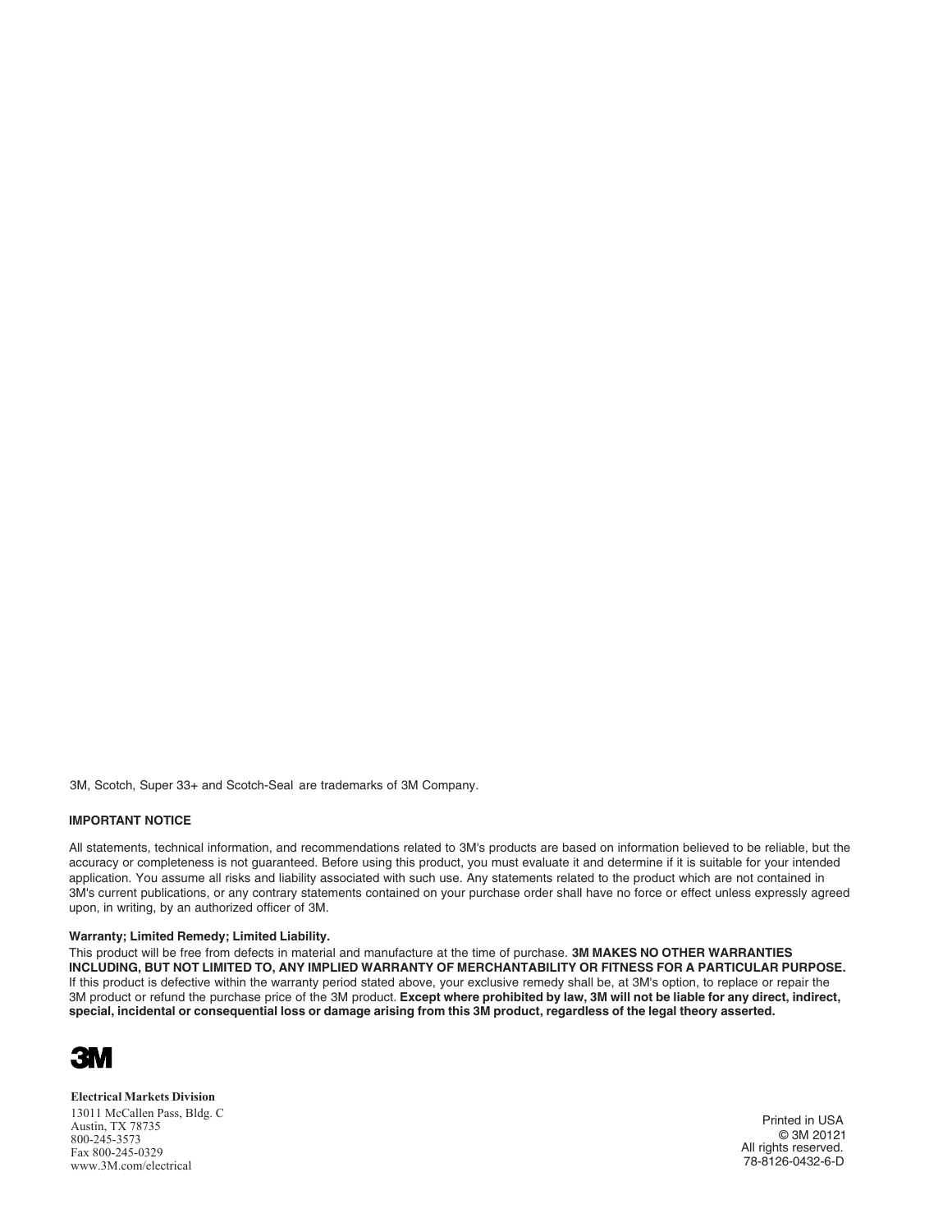3M, Scotch, Super 33+ and Scotch-Seal are trademarks of 3M Company.

**IMPORTANT NOTICE**

All statements, technical information, and recommendations related to 3M's products are based on information believed to be reliable, but the accuracy or completeness is not guaranteed. Before using this product, you must evaluate it and determine if it is suitable for your intended application. You assume all risks and liability associated with such use. Any statements related to the product which are not contained in 3M's current publications, or any contrary statements contained on your purchase order shall have no force or effect unless expressly agreed upon, in writing, by an authorized officer of 3M.

**Warranty; Limited Remedy; Limited Liability.**

This product will be free from defects in material and manufacture at the time of purchase. **3M MAKES NO OTHER WARRANTIES INCLUDING, BUT NOT LIMITED TO, ANY IMPLIED WARRANTY OF MERCHANTABILITY OR FITNESS FOR A PARTICULAR PURPOSE.** If this product is defective within the warranty period stated above, your exclusive remedy shall be, at 3M's option, to replace or repair the 3M product or refund the purchase price of the 3M product. **Except where prohibited by law, 3M will not be liable for any direct, indirect, special, incidental or consequential loss or damage arising from this 3M product, regardless of the legal theory asserted.**

**3M**

**Electrical Markets Division**
13011 McCallen Pass, Bldg. C
Austin, TX 78735
800-245-3573
Fax 800-245-0329
www.3M.com/electrical

Printed in USA
© 3M 20121
All rights reserved.
78-8126-0432-6-D